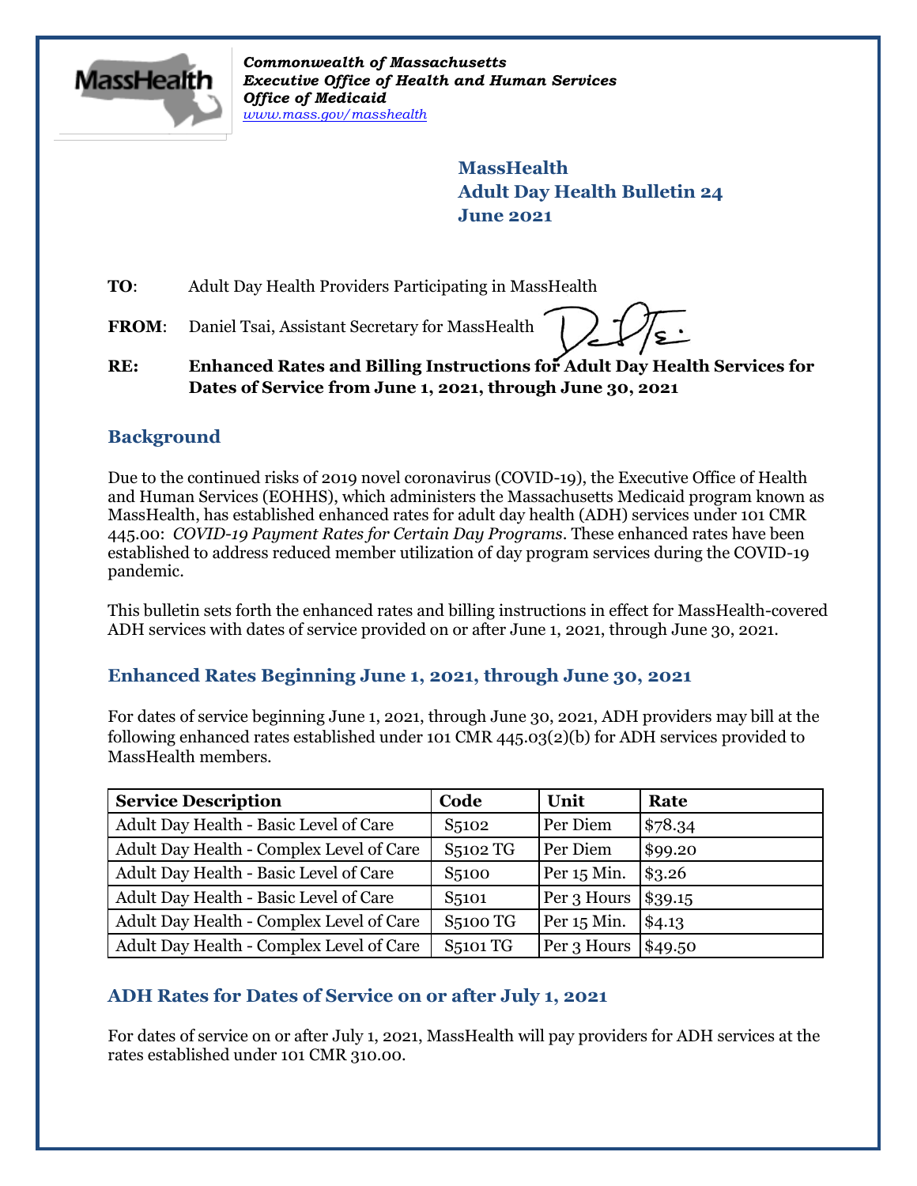*Commonwealth of Massachusetts*
***Executive Office of Health and Human Services***
***Office of Medicaid***
*www.mass.gov/masshealth*

**MassHealth**
**Adult Day Health Bulletin 24**
**June 2021**

**TO**: Adult Day Health Providers Participating in MassHealth

**FROM**: Daniel Tsai, Assistant Secretary for MassHealth

**RE: Enhanced Rates and Billing Instructions for Adult Day Health Services for Dates of Service from June 1, 2021, through June 30, 2021**

## Background

Due to the continued risks of 2019 novel coronavirus (COVID-19), the Executive Office of Health and Human Services (EOHHS), which administers the Massachusetts Medicaid program known as MassHealth, has established enhanced rates for adult day health (ADH) services under 101 CMR 445.00: *COVID-19 Payment Rates for Certain Day Programs*. These enhanced rates have been established to address reduced member utilization of day program services during the COVID-19 pandemic.

This bulletin sets forth the enhanced rates and billing instructions in effect for MassHealth-covered ADH services with dates of service provided on or after June 1, 2021, through June 30, 2021.

## Enhanced Rates Beginning June 1, 2021, through June 30, 2021

For dates of service beginning June 1, 2021, through June 30, 2021, ADH providers may bill at the following enhanced rates established under 101 CMR 445.03(2)(b) for ADH services provided to MassHealth members.

| Service Description | Code | Unit | Rate |
|---|---|---|---|
| Adult Day Health - Basic Level of Care | S5102 | Per Diem | $78.34 |
| Adult Day Health - Complex Level of Care | S5102 TG | Per Diem | $99.20 |
| Adult Day Health - Basic Level of Care | S5100 | Per 15 Min. | $3.26 |
| Adult Day Health - Basic Level of Care | S5101 | Per 3 Hours | $39.15 |
| Adult Day Health - Complex Level of Care | S5100 TG | Per 15 Min. | $4.13 |
| Adult Day Health - Complex Level of Care | S5101 TG | Per 3 Hours | $49.50 |

## ADH Rates for Dates of Service on or after July 1, 2021

For dates of service on or after July 1, 2021, MassHealth will pay providers for ADH services at the rates established under 101 CMR 310.00.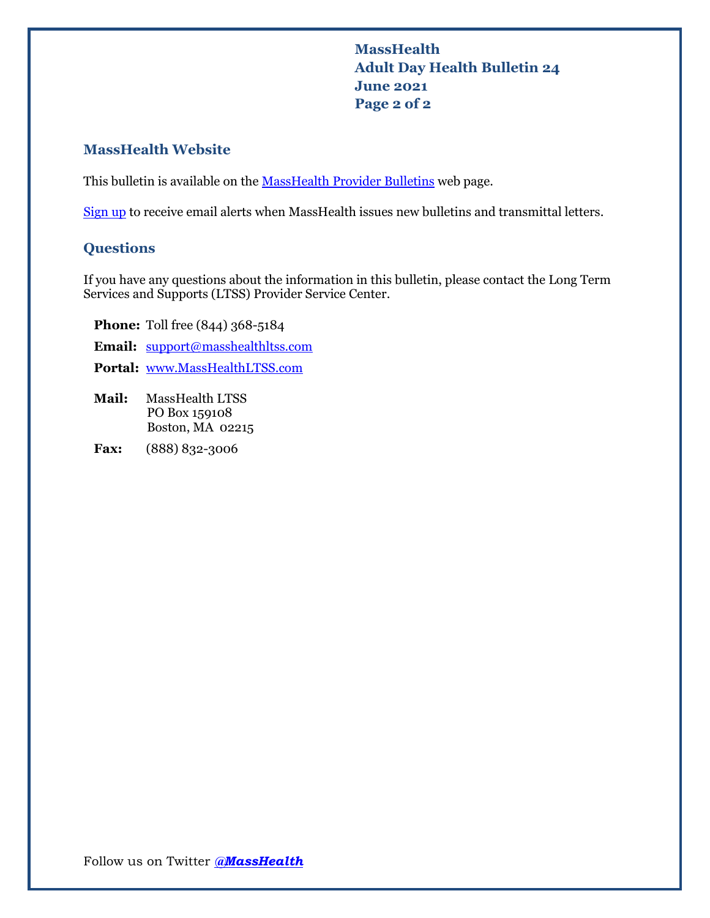## MassHealth Website

This bulletin is available on the MassHealth Provider Bulletins web page.

Sign up to receive email alerts when MassHealth issues new bulletins and transmittal letters.

## Questions

If you have any questions about the information in this bulletin, please contact the Long Term Services and Supports (LTSS) Provider Service Center.

**Phone:** Toll free (844) 368-5184

**Email:** support@masshealthltss.com

**Portal:** www.MassHealthLTSS.com

**Mail:** MassHealth LTSS
PO Box 159108
Boston, MA 02215

**Fax:** (888) 832-3006

Follow us on Twitter ***@MassHealth***